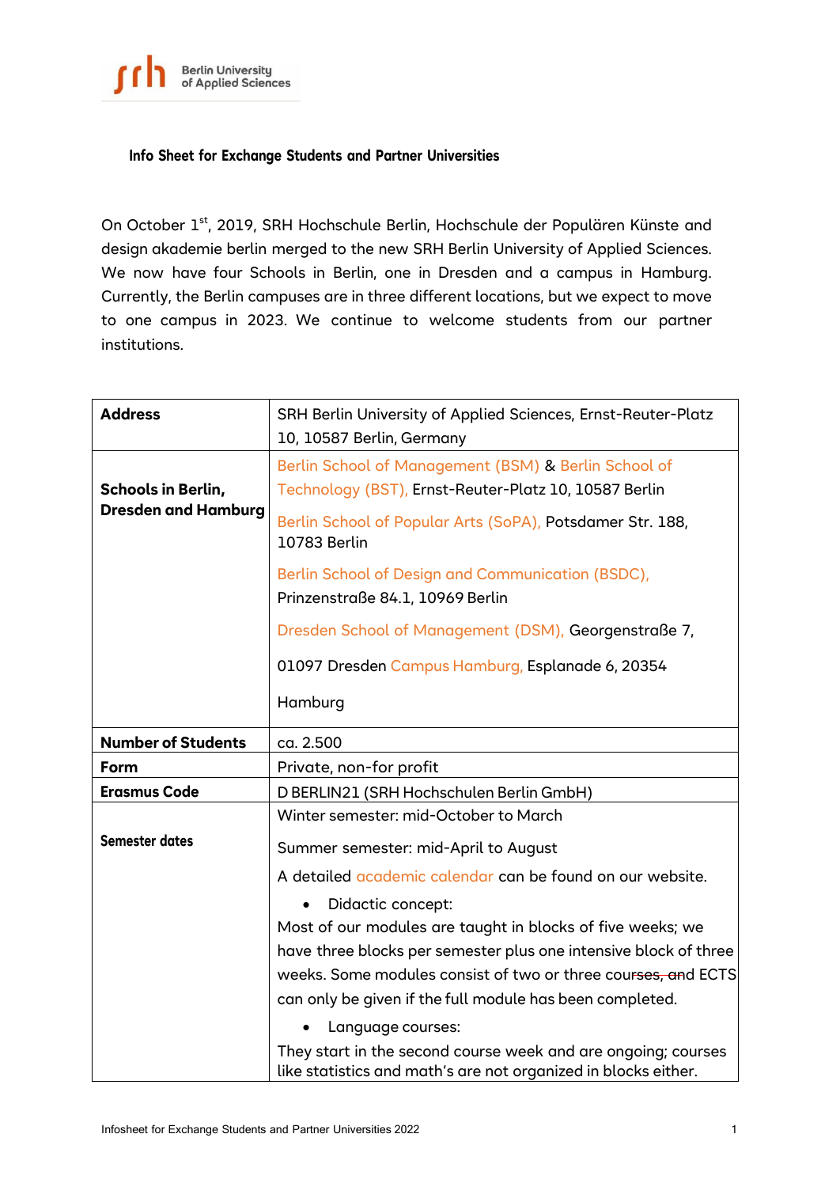Berlin University of Applied Sciences

## Info Sheet for Exchange Students and Partner Universities

On October 1st, 2019, SRH Hochschule Berlin, Hochschule der Populären Künste and design akademie berlin merged to the new SRH Berlin University of Applied Sciences. We now have four Schools in Berlin, one in Dresden and a campus in Hamburg. Currently, the Berlin campuses are in three different locations, but we expect to move to one campus in 2023. We continue to welcome students from our partner institutions.

| | |
|---|---|
| **Address** | SRH Berlin University of Applied Sciences, Ernst-Reuter-Platz 10, 10587 Berlin, Germany |
| **Schools in Berlin, Dresden and Hamburg** | Berlin School of Management (BSM) & Berlin School of Technology (BST), Ernst-Reuter-Platz 10, 10587 Berlin<br><br>Berlin School of Popular Arts (SoPA), Potsdamer Str. 188, 10783 Berlin<br><br>Berlin School of Design and Communication (BSDC), Prinzenstraße 84.1, 10969 Berlin<br><br>Dresden School of Management (DSM), Georgenstraße 7, 01097 Dresden Campus Hamburg, Esplanade 6, 20354 Hamburg |
| **Number of Students** | ca. 2.500 |
| **Form** | Private, non-for profit |
| **Erasmus Code** | D BERLIN21 (SRH Hochschulen Berlin GmbH) |
| **Semester dates** | Winter semester: mid-October to March<br><br>Summer semester: mid-April to August<br><br>A detailed academic calendar can be found on our website.<br><br>• Didactic concept:<br>Most of our modules are taught in blocks of five weeks; we have three blocks per semester plus one intensive block of three weeks. Some modules consist of two or three courses, and ECTS can only be given if the full module has been completed.<br><br>• Language courses:<br>They start in the second course week and are ongoing; courses like statistics and math's are not organized in blocks either. |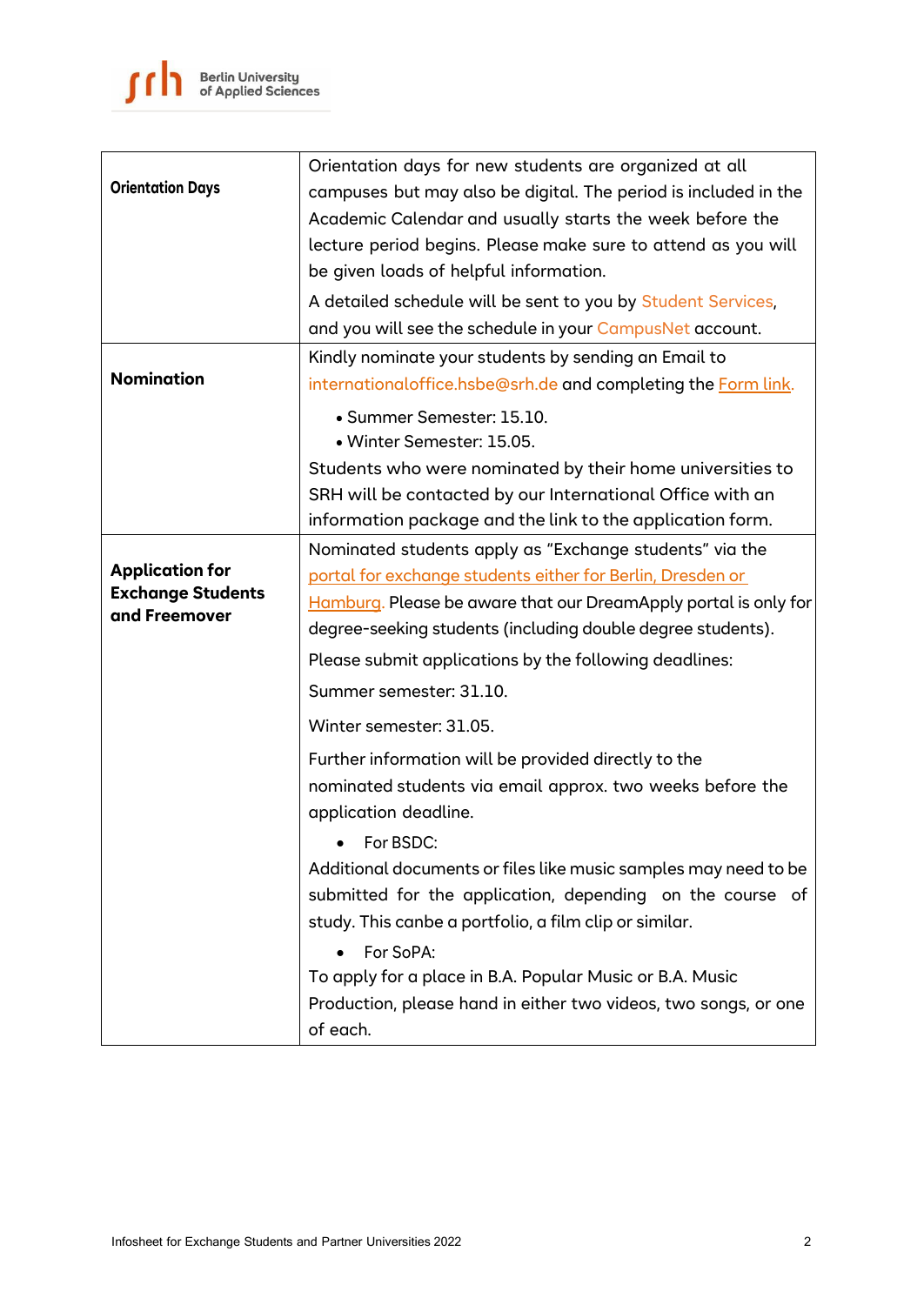| | |
|---|---|
| **Orientation Days** | Orientation days for new students are organized at all campuses but may also be digital. The period is included in the Academic Calendar and usually starts the week before the lecture period begins. Please make sure to attend as you will be given loads of helpful information.<br><br>A detailed schedule will be sent to you by Student Services, and you will see the schedule in your CampusNet account. |
| **Nomination** | Kindly nominate your students by sending an Email to internationaloffice.hsbe@srh.de and completing the Form link.<br><br>• Summer Semester: 15.10.<br>• Winter Semester: 15.05.<br><br>Students who were nominated by their home universities to SRH will be contacted by our International Office with an information package and the link to the application form. |
| **Application for Exchange Students and Freemover** | Nominated students apply as "Exchange students" via the portal for exchange students either for Berlin, Dresden or Hamburg. Please be aware that our DreamApply portal is only for degree-seeking students (including double degree students).<br><br>Please submit applications by the following deadlines:<br><br>Summer semester: 31.10.<br><br>Winter semester: 31.05.<br><br>Further information will be provided directly to the nominated students via email approx. two weeks before the application deadline.<br><br>• For BSDC:<br><br>Additional documents or files like music samples may need to be submitted for the application, depending on the course of study. This canbe a portfolio, a film clip or similar.<br><br>• For SoPA:<br><br>To apply for a place in B.A. Popular Music or B.A. Music Production, please hand in either two videos, two songs, or one of each. |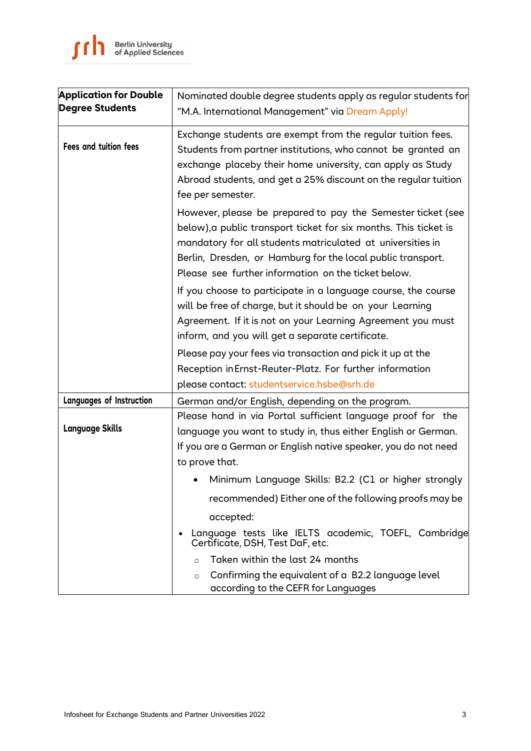| | |
|---|---|
| **Application for Double Degree Students** | Nominated double degree students apply as regular students for "M.A. International Management" via Dream Apply! |
| **Fees and tuition fees** | Exchange students are exempt from the regular tuition fees. Students from partner institutions, who cannot be granted an exchange placeby their home university, can apply as Study Abroad students, and get a 25% discount on the regular tuition fee per semester.<br><br>However, please be prepared to pay the Semester ticket (see below),a public transport ticket for six months. This ticket is mandatory for all students matriculated at universities in Berlin, Dresden, or Hamburg for the local public transport. Please see further information on the ticket below.<br><br>If you choose to participate in a language course, the course will be free of charge, but it should be on your Learning Agreement. If it is not on your Learning Agreement you must inform, and you will get a separate certificate.<br><br>Please pay your fees via transaction and pick it up at the Reception in Ernst-Reuter-Platz. For further information please contact: studentservice.hsbe@srh.de |
| **Languages of Instruction** | German and/or English, depending on the program. |
| **Language Skills** | Please hand in via Portal sufficient language proof for the language you want to study in, thus either English or German. If you are a German or English native speaker, you do not need to prove that.<br><br>• Minimum Language Skills: B2.2 (C1 or higher strongly recommended) Either one of the following proofs may be accepted:<br>• Language tests like IELTS academic, TOEFL, Cambridge Certificate, DSH, Test DaF, etc.<br>  ○ Taken within the last 24 months<br>  ○ Confirming the equivalent of a B2.2 language level according to the CEFR for Languages |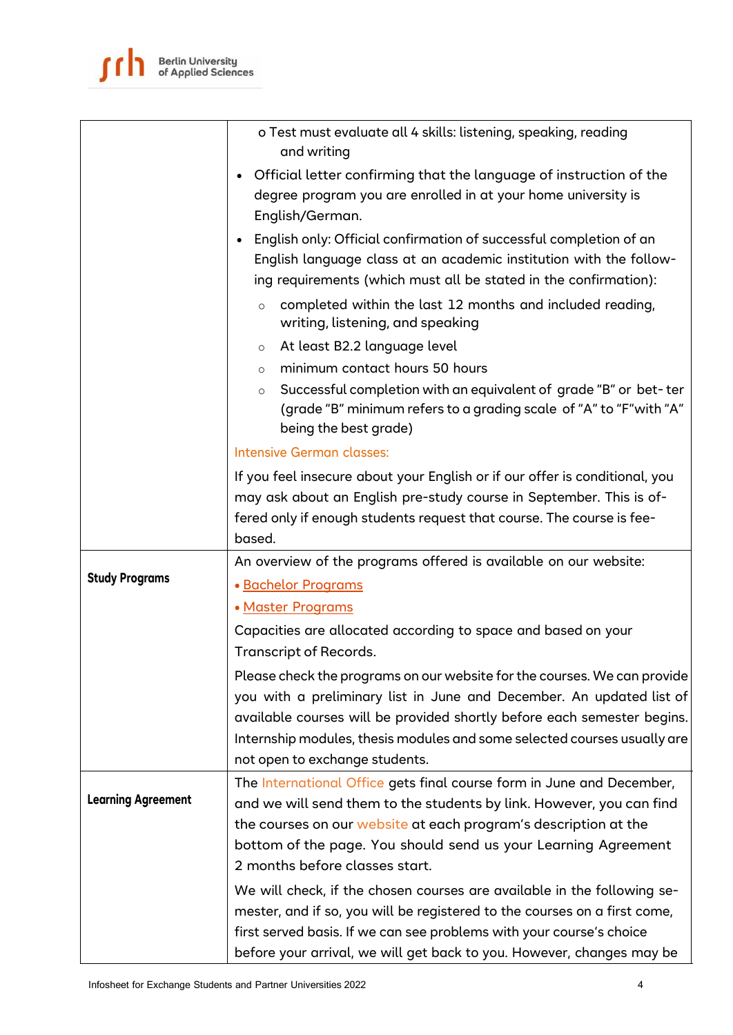| | |
|---|---|
| | o Test must evaluate all 4 skills: listening, speaking, reading and writing<br>• Official letter confirming that the language of instruction of the degree program you are enrolled in at your home university is English/German.<br>• English only: Official confirmation of successful completion of an English language class at an academic institution with the following requirements (which must all be stated in the confirmation):<br>○ completed within the last 12 months and included reading, writing, listening, and speaking<br>○ At least B2.2 language level<br>○ minimum contact hours 50 hours<br>○ Successful completion with an equivalent of grade "B" or better (grade "B" minimum refers to a grading scale of "A" to "F" with "A" being the best grade)<br>Intensive German classes:<br>If you feel insecure about your English or if our offer is conditional, you may ask about an English pre-study course in September. This is offered only if enough students request that course. The course is fee-based. |
| **Study Programs** | An overview of the programs offered is available on our website:<br>• Bachelor Programs<br>• Master Programs<br>Capacities are allocated according to space and based on your Transcript of Records.<br>Please check the programs on our website for the courses. We can provide you with a preliminary list in June and December. An updated list of available courses will be provided shortly before each semester begins. Internship modules, thesis modules and some selected courses usually are not open to exchange students. |
| **Learning Agreement** | The International Office gets final course form in June and December, and we will send them to the students by link. However, you can find the courses on our website at each program's description at the bottom of the page. You should send us your Learning Agreement 2 months before classes start.<br>We will check, if the chosen courses are available in the following semester, and if so, you will be registered to the courses on a first come, first served basis. If we can see problems with your course's choice before your arrival, we will get back to you. However, changes may be |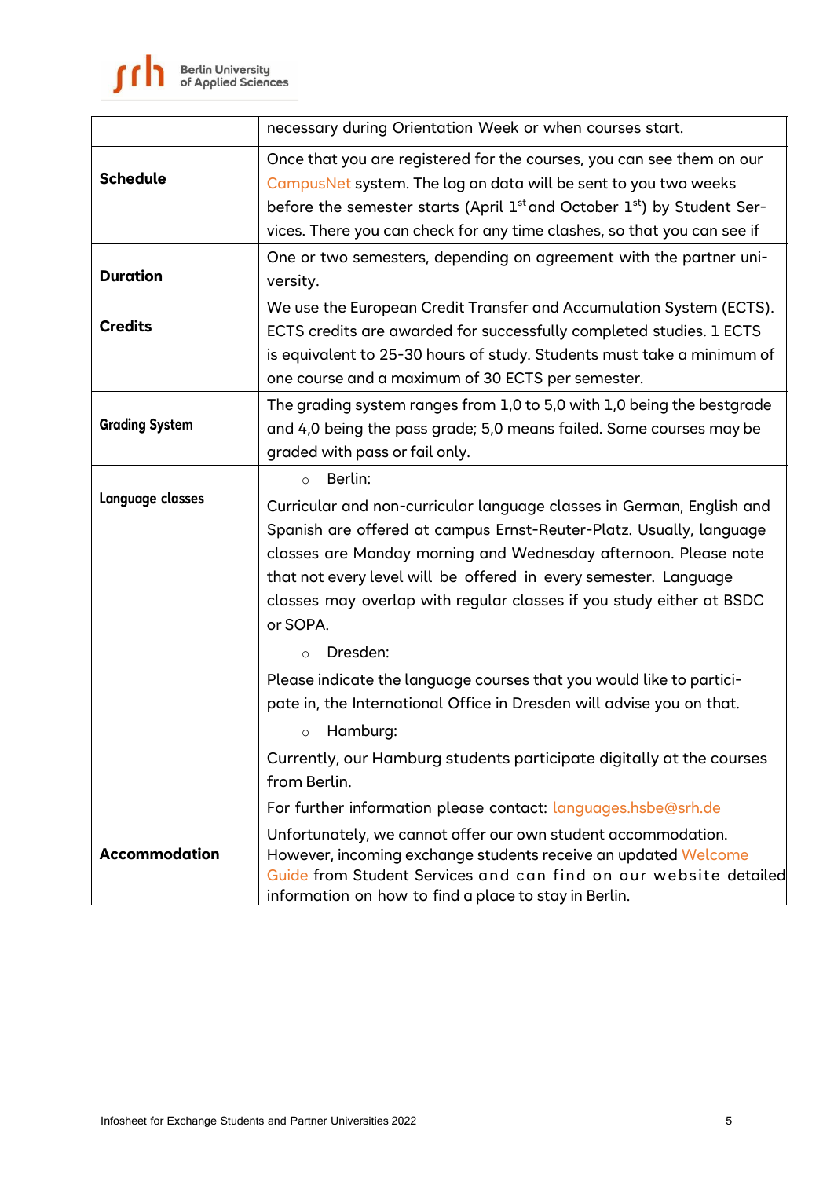| | |
|---|---|
| | necessary during Orientation Week or when courses start. |
| **Schedule** | Once that you are registered for the courses, you can see them on our CampusNet system. The log on data will be sent to you two weeks before the semester starts (April 1st and October 1st) by Student Services. There you can check for any time clashes, so that you can see if |
| **Duration** | One or two semesters, depending on agreement with the partner university. |
| **Credits** | We use the European Credit Transfer and Accumulation System (ECTS). ECTS credits are awarded for successfully completed studies. 1 ECTS is equivalent to 25-30 hours of study. Students must take a minimum of one course and a maximum of 30 ECTS per semester. |
| **Grading System** | The grading system ranges from 1,0 to 5,0 with 1,0 being the bestgrade and 4,0 being the pass grade; 5,0 means failed. Some courses may be graded with pass or fail only. |
| **Language classes** | ◦ Berlin:<br><br>Curricular and non-curricular language classes in German, English and Spanish are offered at campus Ernst-Reuter-Platz. Usually, language classes are Monday morning and Wednesday afternoon. Please note that not every level will be offered in every semester. Language classes may overlap with regular classes if you study either at BSDC or SOPA.<br><br>◦ Dresden:<br><br>Please indicate the language courses that you would like to participate in, the International Office in Dresden will advise you on that.<br><br>◦ Hamburg:<br><br>Currently, our Hamburg students participate digitally at the courses from Berlin.<br><br>For further information please contact: languages.hsbe@srh.de |
| **Accommodation** | Unfortunately, we cannot offer our own student accommodation. However, incoming exchange students receive an updated Welcome Guide from Student Services and can find on our website detailed information on how to find a place to stay in Berlin. |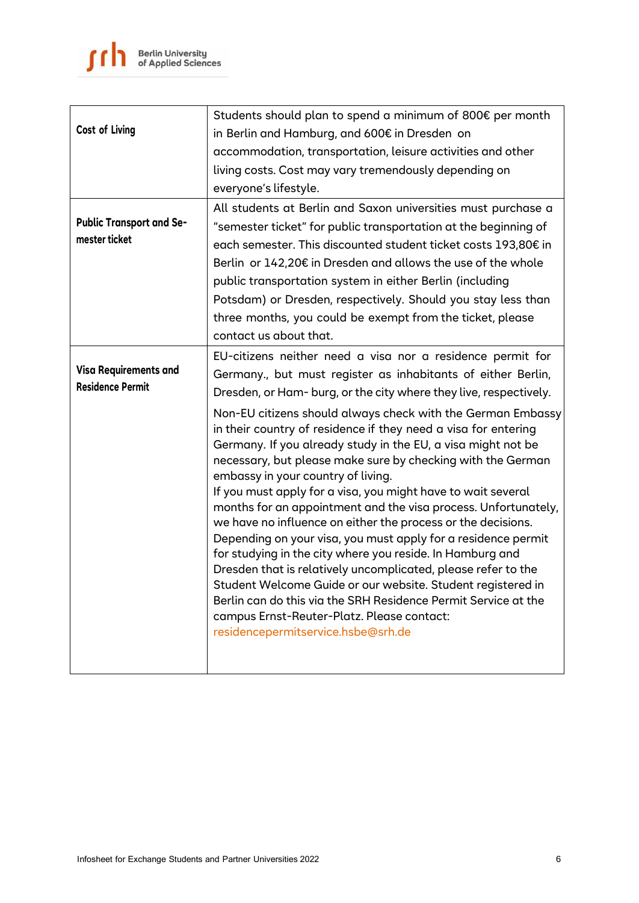| | |
|---|---|
| **Cost of Living** | Students should plan to spend a minimum of 800€ per month in Berlin and Hamburg, and 600€ in Dresden on accommodation, transportation, leisure activities and other living costs. Cost may vary tremendously depending on everyone's lifestyle. |
| **Public Transport and Semester ticket** | All students at Berlin and Saxon universities must purchase a "semester ticket" for public transportation at the beginning of each semester. This discounted student ticket costs 193,80€ in Berlin or 142,20€ in Dresden and allows the use of the whole public transportation system in either Berlin (including Potsdam) or Dresden, respectively. Should you stay less than three months, you could be exempt from the ticket, please contact us about that. |
| **Visa Requirements and Residence Permit** | EU-citizens neither need a visa nor a residence permit for Germany., but must register as inhabitants of either Berlin, Dresden, or Ham- burg, or the city where they live, respectively.<br><br>Non-EU citizens should always check with the German Embassy in their country of residence if they need a visa for entering Germany. If you already study in the EU, a visa might not be necessary, but please make sure by checking with the German embassy in your country of living.<br>If you must apply for a visa, you might have to wait several months for an appointment and the visa process. Unfortunately, we have no influence on either the process or the decisions.<br>Depending on your visa, you must apply for a residence permit for studying in the city where you reside. In Hamburg and Dresden that is relatively uncomplicated, please refer to the Student Welcome Guide or our website. Student registered in Berlin can do this via the SRH Residence Permit Service at the campus Ernst-Reuter-Platz. Please contact: residencepermitservice.hsbe@srh.de |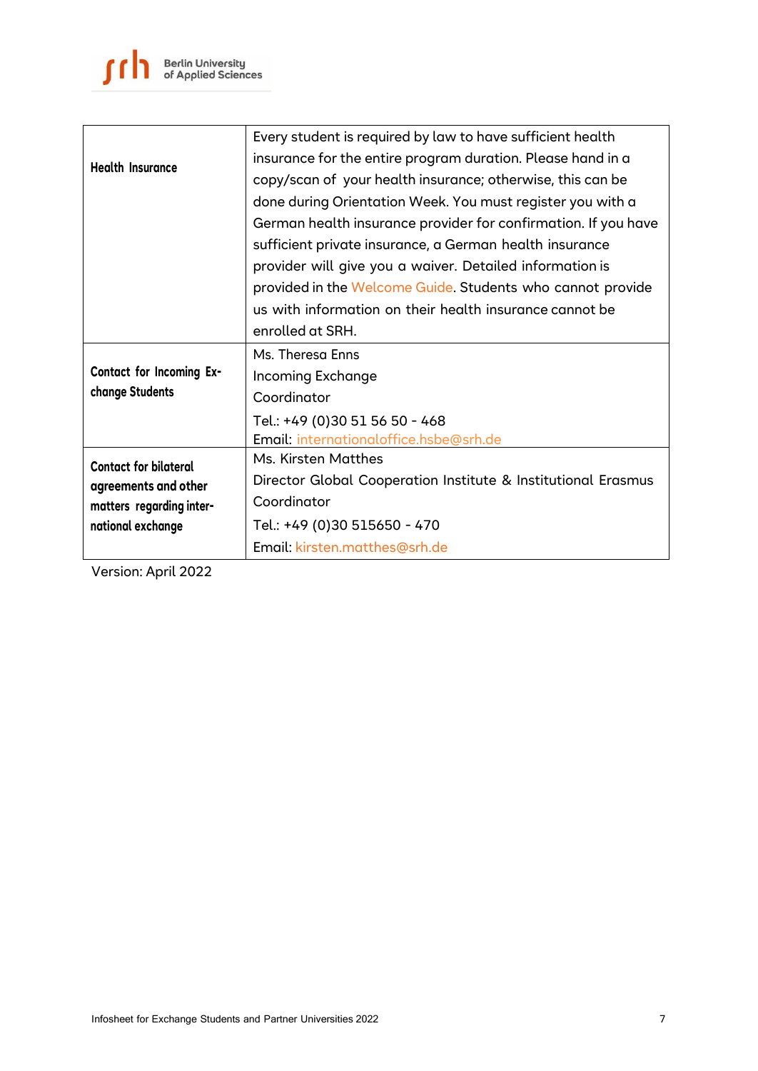| | |
|---|---|
| **Health Insurance** | Every student is required by law to have sufficient health insurance for the entire program duration. Please hand in a copy/scan of your health insurance; otherwise, this can be done during Orientation Week. You must register you with a German health insurance provider for confirmation. If you have sufficient private insurance, a German health insurance provider will give you a waiver. Detailed information is provided in the Welcome Guide. Students who cannot provide us with information on their health insurance cannot be enrolled at SRH. |
| **Contact for Incoming Exchange Students** | Ms. Theresa Enns<br>Incoming Exchange<br>Coordinator<br>Tel.: +49 (0)30 51 56 50 - 468<br>Email: internationaloffice.hsbe@srh.de |
| **Contact for bilateral agreements and other matters regarding international exchange** | Ms. Kirsten Matthes<br>Director Global Cooperation Institute & Institutional Erasmus Coordinator<br>Tel.: +49 (0)30 515650 - 470<br>Email: kirsten.matthes@srh.de |

Version: April 2022